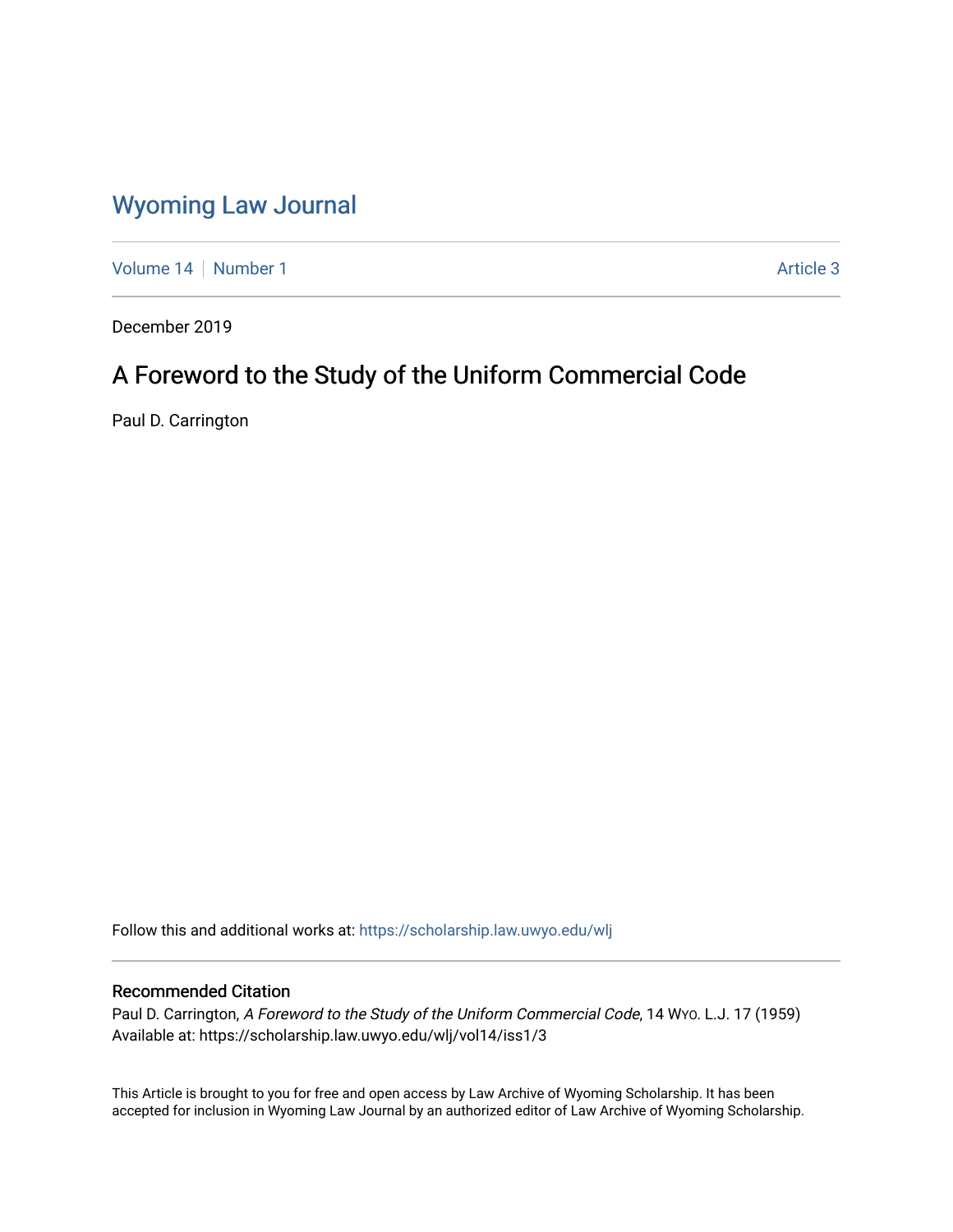# Wyoming Law Journal

Volume 14 | Number 1 | Article 3

December 2019

## A Foreword to the Study of the Uniform Commercial Code

Paul D. Carrington

Follow this and additional works at: https://scholarship.law.uwyo.edu/wlj

### Recommended Citation

Paul D. Carrington, *A Foreword to the Study of the Uniform Commercial Code*, 14 Wyo. L.J. 17 (1959)
Available at: https://scholarship.law.uwyo.edu/wlj/vol14/iss1/3

This Article is brought to you for free and open access by Law Archive of Wyoming Scholarship. It has been accepted for inclusion in Wyoming Law Journal by an authorized editor of Law Archive of Wyoming Scholarship.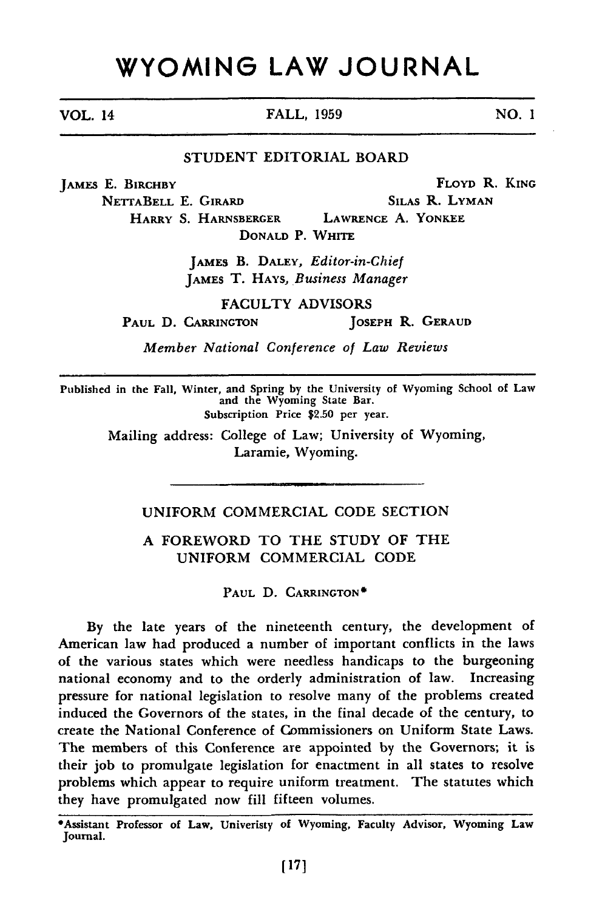# WYOMING LAW JOURNAL

VOL. 14 FALL, 1959 NO. 1

STUDENT EDITORIAL BOARD

JAMES E. BIRCHBY
FLOYD R. KING
NETTABELL E. GIRARD
SILAS R. LYMAN
HARRY S. HARNSBERGER
LAWRENCE A. YONKEE
DONALD P. WHITE

JAMES B. DALEY, *Editor-in-Chief*
JAMES T. HAYS, *Business Manager*

FACULTY ADVISORS

PAUL D. CARRINGTON
JOSEPH R. GERAUD

*Member National Conference of Law Reviews*

Published in the Fall, Winter, and Spring by the University of Wyoming School of Law and the Wyoming State Bar.
Subscription Price $2.50 per year.

Mailing address: College of Law; University of Wyoming, Laramie, Wyoming.

---

## UNIFORM COMMERCIAL CODE SECTION

## A FOREWORD TO THE STUDY OF THE UNIFORM COMMERCIAL CODE

PAUL D. CARRINGTON*

By the late years of the nineteenth century, the development of American law had produced a number of important conflicts in the laws of the various states which were needless handicaps to the burgeoning national economy and to the orderly administration of law. Increasing pressure for national legislation to resolve many of the problems created induced the Governors of the states, in the final decade of the century, to create the National Conference of Commissioners on Uniform State Laws. The members of this Conference are appointed by the Governors; it is their job to promulgate legislation for enactment in all states to resolve problems which appear to require uniform treatment. The statutes which they have promulgated now fill fifteen volumes.

*Assistant Professor of Law, Univeristy of Wyoming, Faculty Advisor, Wyoming Law Journal.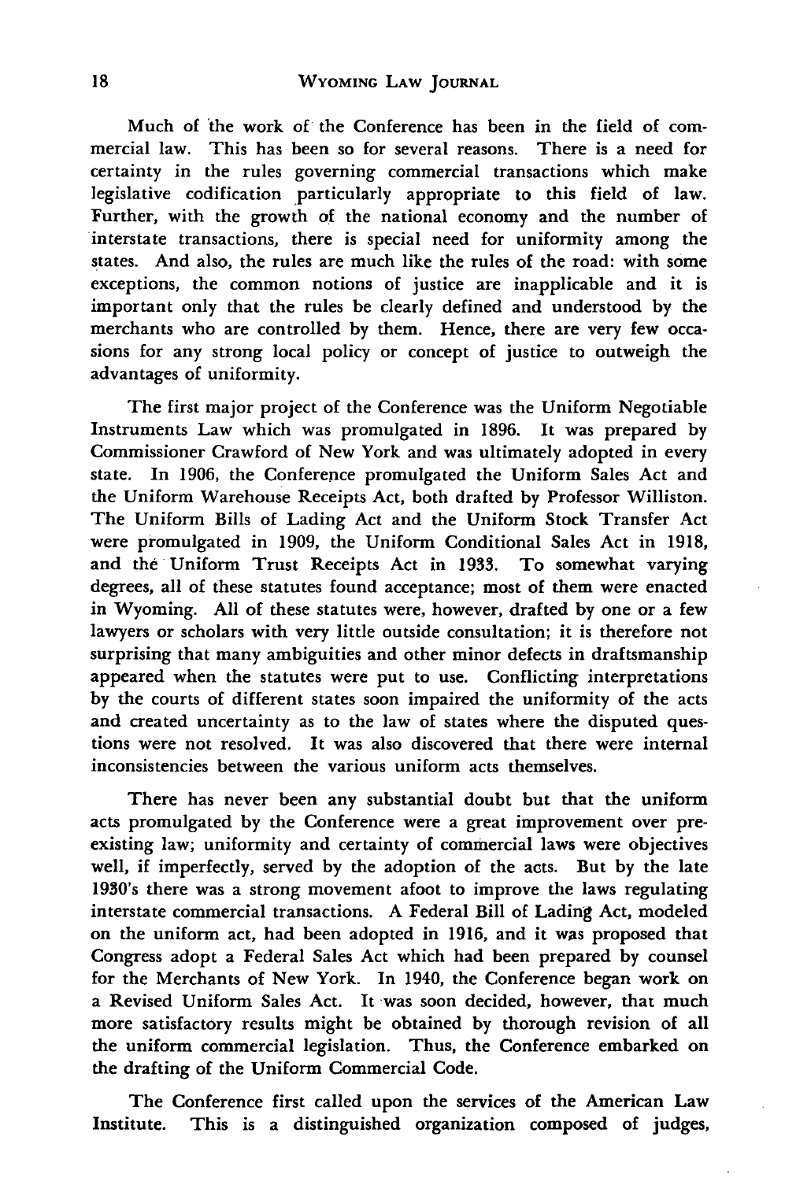Much of the work of the Conference has been in the field of commercial law. This has been so for several reasons. There is a need for certainty in the rules governing commercial transactions which make legislative codification particularly appropriate to this field of law. Further, with the growth of the national economy and the number of interstate transactions, there is special need for uniformity among the states. And also, the rules are much like the rules of the road: with some exceptions, the common notions of justice are inapplicable and it is important only that the rules be clearly defined and understood by the merchants who are controlled by them. Hence, there are very few occasions for any strong local policy or concept of justice to outweigh the advantages of uniformity.

The first major project of the Conference was the Uniform Negotiable Instruments Law which was promulgated in 1896. It was prepared by Commissioner Crawford of New York and was ultimately adopted in every state. In 1906, the Conference promulgated the Uniform Sales Act and the Uniform Warehouse Receipts Act, both drafted by Professor Williston. The Uniform Bills of Lading Act and the Uniform Stock Transfer Act were promulgated in 1909, the Uniform Conditional Sales Act in 1918, and the Uniform Trust Receipts Act in 1933. To somewhat varying degrees, all of these statutes found acceptance; most of them were enacted in Wyoming. All of these statutes were, however, drafted by one or a few lawyers or scholars with very little outside consultation; it is therefore not surprising that many ambiguities and other minor defects in draftsmanship appeared when the statutes were put to use. Conflicting interpretations by the courts of different states soon impaired the uniformity of the acts and created uncertainty as to the law of states where the disputed questions were not resolved. It was also discovered that there were internal inconsistencies between the various uniform acts themselves.

There has never been any substantial doubt but that the uniform acts promulgated by the Conference were a great improvement over preexisting law; uniformity and certainty of commercial laws were objectives well, if imperfectly, served by the adoption of the acts. But by the late 1930's there was a strong movement afoot to improve the laws regulating interstate commercial transactions. A Federal Bill of Lading Act, modeled on the uniform act, had been adopted in 1916, and it was proposed that Congress adopt a Federal Sales Act which had been prepared by counsel for the Merchants of New York. In 1940, the Conference began work on a Revised Uniform Sales Act. It was soon decided, however, that much more satisfactory results might be obtained by thorough revision of all the uniform commercial legislation. Thus, the Conference embarked on the drafting of the Uniform Commercial Code.

The Conference first called upon the services of the American Law Institute. This is a distinguished organization composed of judges,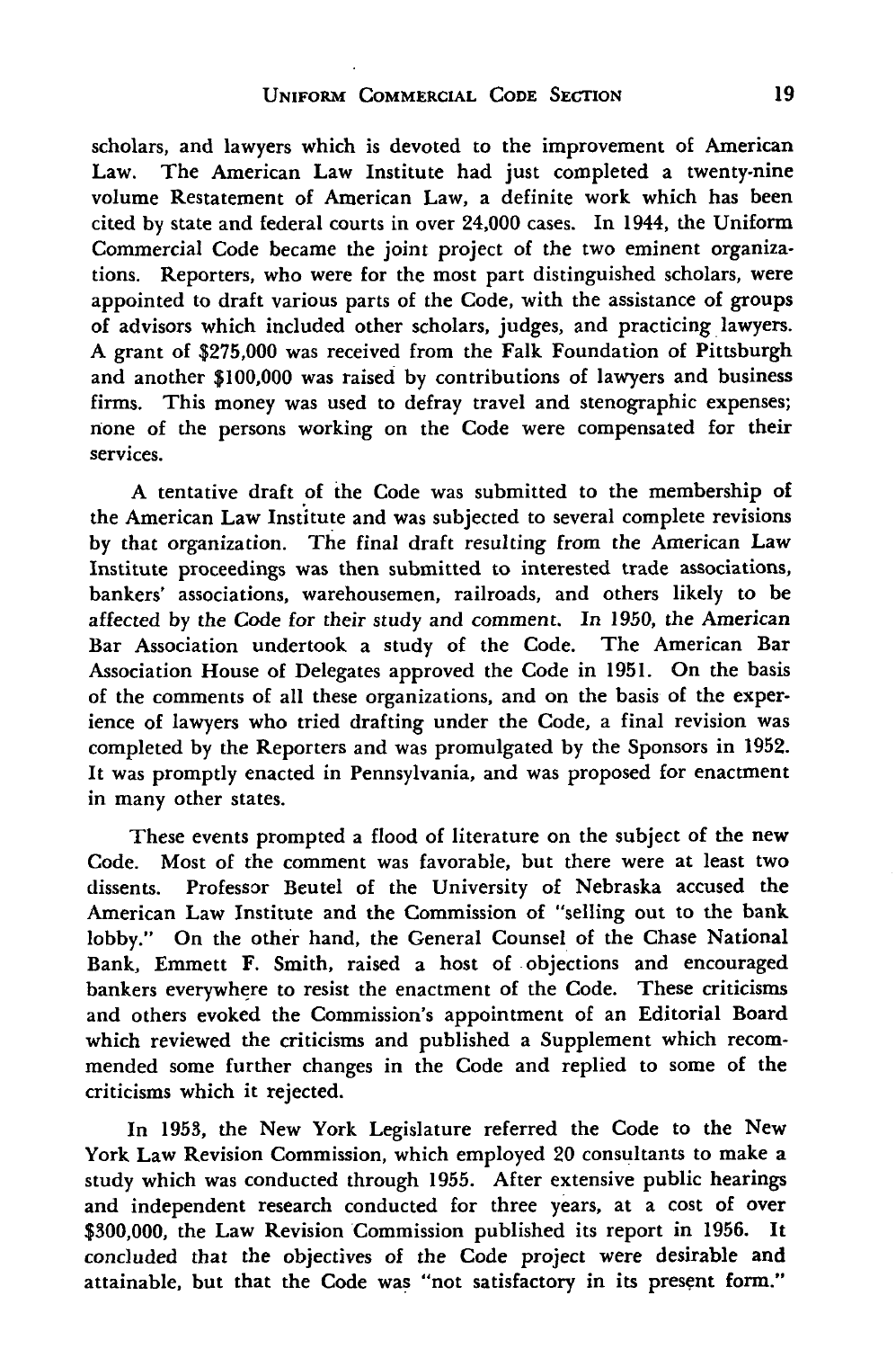scholars, and lawyers which is devoted to the improvement of American Law. The American Law Institute had just completed a twenty-nine volume Restatement of American Law, a definite work which has been cited by state and federal courts in over 24,000 cases. In 1944, the Uniform Commercial Code became the joint project of the two eminent organizations. Reporters, who were for the most part distinguished scholars, were appointed to draft various parts of the Code, with the assistance of groups of advisors which included other scholars, judges, and practicing lawyers. A grant of $275,000 was received from the Falk Foundation of Pittsburgh and another $100,000 was raised by contributions of lawyers and business firms. This money was used to defray travel and stenographic expenses; none of the persons working on the Code were compensated for their services.

A tentative draft of the Code was submitted to the membership of the American Law Institute and was subjected to several complete revisions by that organization. The final draft resulting from the American Law Institute proceedings was then submitted to interested trade associations, bankers' associations, warehousemen, railroads, and others likely to be affected by the Code for their study and comment. In 1950, the American Bar Association undertook a study of the Code. The American Bar Association House of Delegates approved the Code in 1951. On the basis of the comments of all these organizations, and on the basis of the experience of lawyers who tried drafting under the Code, a final revision was completed by the Reporters and was promulgated by the Sponsors in 1952. It was promptly enacted in Pennsylvania, and was proposed for enactment in many other states.

These events prompted a flood of literature on the subject of the new Code. Most of the comment was favorable, but there were at least two dissents. Professor Beutel of the University of Nebraska accused the American Law Institute and the Commission of "selling out to the bank lobby." On the other hand, the General Counsel of the Chase National Bank, Emmett F. Smith, raised a host of objections and encouraged bankers everywhere to resist the enactment of the Code. These criticisms and others evoked the Commission's appointment of an Editorial Board which reviewed the criticisms and published a Supplement which recommended some further changes in the Code and replied to some of the criticisms which it rejected.

In 1953, the New York Legislature referred the Code to the New York Law Revision Commission, which employed 20 consultants to make a study which was conducted through 1955. After extensive public hearings and independent research conducted for three years, at a cost of over $300,000, the Law Revision Commission published its report in 1956. It concluded that the objectives of the Code project were desirable and attainable, but that the Code was "not satisfactory in its present form."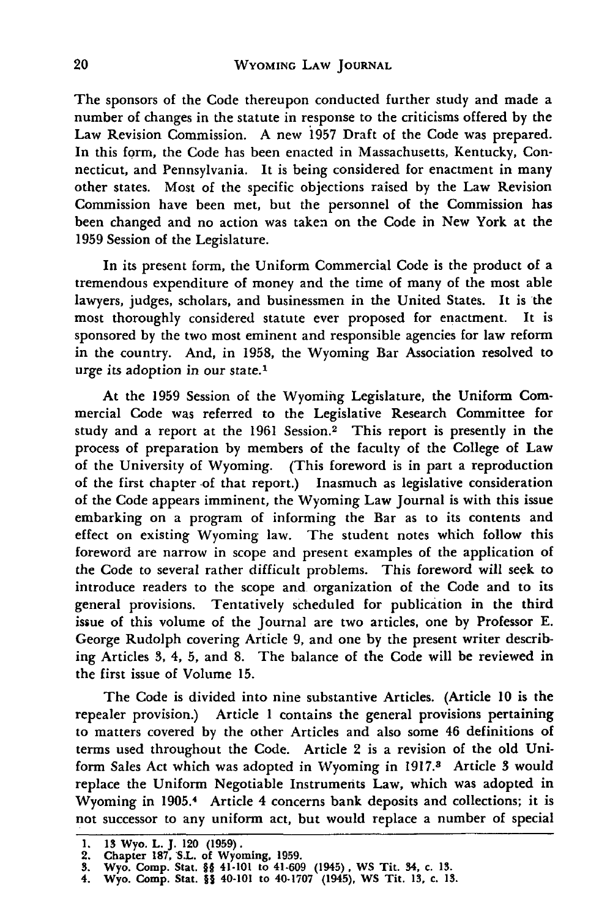The sponsors of the Code thereupon conducted further study and made a number of changes in the statute in response to the criticisms offered by the Law Revision Commission. A new 1957 Draft of the Code was prepared. In this form, the Code has been enacted in Massachusetts, Kentucky, Connecticut, and Pennsylvania. It is being considered for enactment in many other states. Most of the specific objections raised by the Law Revision Commission have been met, but the personnel of the Commission has been changed and no action was taken on the Code in New York at the 1959 Session of the Legislature.

In its present form, the Uniform Commercial Code is the product of a tremendous expenditure of money and the time of many of the most able lawyers, judges, scholars, and businessmen in the United States. It is the most thoroughly considered statute ever proposed for enactment. It is sponsored by the two most eminent and responsible agencies for law reform in the country. And, in 1958, the Wyoming Bar Association resolved to urge its adoption in our state.[1]

At the 1959 Session of the Wyoming Legislature, the Uniform Commercial Code was referred to the Legislative Research Committee for study and a report at the 1961 Session.[2] This report is presently in the process of preparation by members of the faculty of the College of Law of the University of Wyoming. (This foreword is in part a reproduction of the first chapter of that report.) Inasmuch as legislative consideration of the Code appears imminent, the Wyoming Law Journal is with this issue embarking on a program of informing the Bar as to its contents and effect on existing Wyoming law. The student notes which follow this foreword are narrow in scope and present examples of the application of the Code to several rather difficult problems. This foreword will seek to introduce readers to the scope and organization of the Code and to its general provisions. Tentatively scheduled for publication in the third issue of this volume of the Journal are two articles, one by Professor E. George Rudolph covering Article 9, and one by the present writer describing Articles 3, 4, 5, and 8. The balance of the Code will be reviewed in the first issue of Volume 15.

The Code is divided into nine substantive Articles. (Article 10 is the repealer provision.) Article 1 contains the general provisions pertaining to matters covered by the other Articles and also some 46 definitions of terms used throughout the Code. Article 2 is a revision of the old Uniform Sales Act which was adopted in Wyoming in 1917.[3] Article 3 would replace the Uniform Negotiable Instruments Law, which was adopted in Wyoming in 1905.[4] Article 4 concerns bank deposits and collections; it is not successor to any uniform act, but would replace a number of special

1. 13 Wyo. L. J. 120 (1959).
2. Chapter 187, S.L. of Wyoming, 1959.
3. Wyo. Comp. Stat. §§ 41-101 to 41-609 (1945), WS Tit. 34, c. 13.
4. Wyo. Comp. Stat. §§ 40-101 to 40-1707 (1945), WS Tit. 13, c. 13.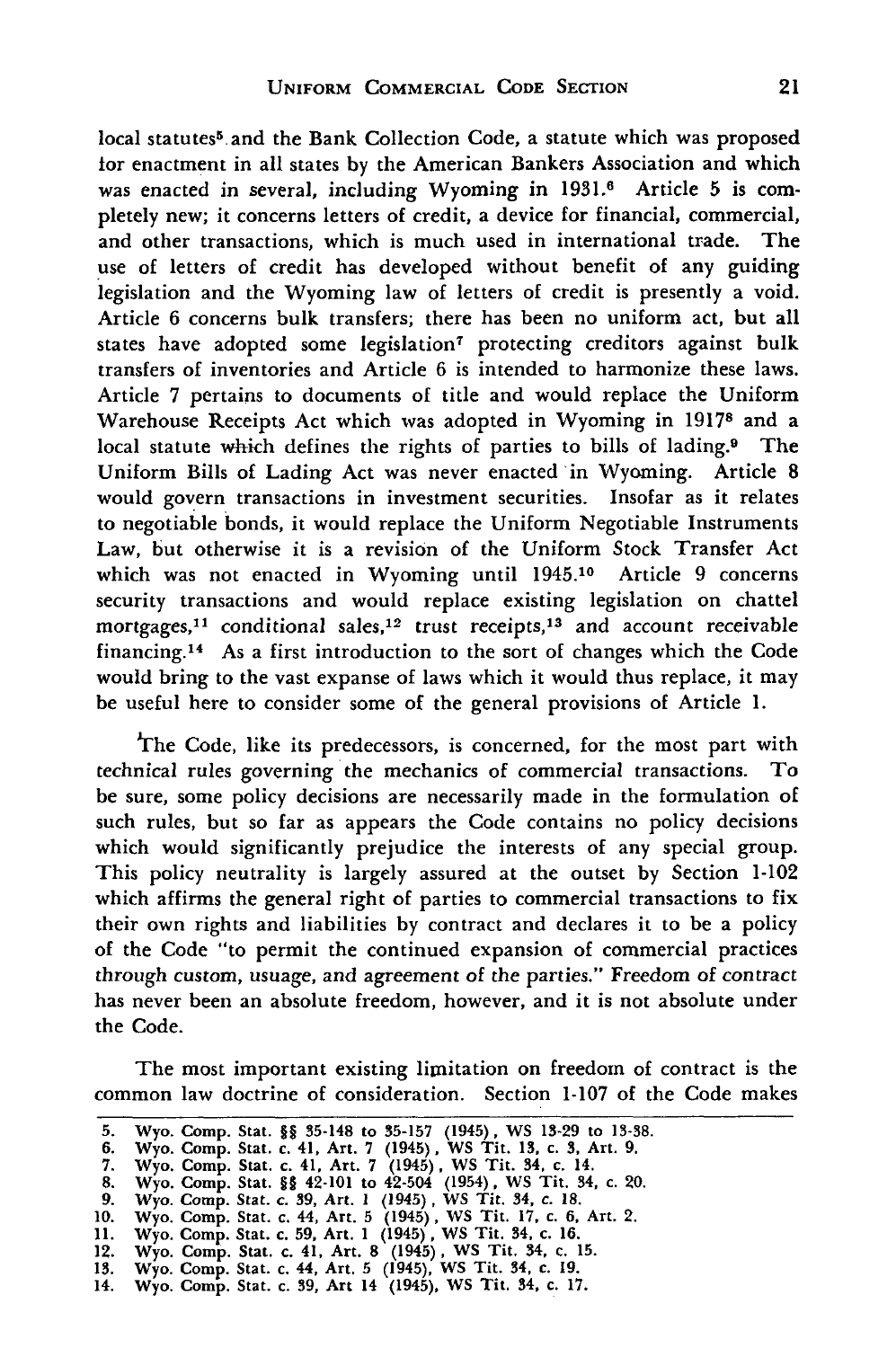local statutes[5] and the Bank Collection Code, a statute which was proposed for enactment in all states by the American Bankers Association and which was enacted in several, including Wyoming in 1931.[6] Article 5 is completely new; it concerns letters of credit, a device for financial, commercial, and other transactions, which is much used in international trade. The use of letters of credit has developed without benefit of any guiding legislation and the Wyoming law of letters of credit is presently a void. Article 6 concerns bulk transfers; there has been no uniform act, but all states have adopted some legislation[7] protecting creditors against bulk transfers of inventories and Article 6 is intended to harmonize these laws. Article 7 pertains to documents of title and would replace the Uniform Warehouse Receipts Act which was adopted in Wyoming in 1917[8] and a local statute which defines the rights of parties to bills of lading.[9] The Uniform Bills of Lading Act was never enacted in Wyoming. Article 8 would govern transactions in investment securities. Insofar as it relates to negotiable bonds, it would replace the Uniform Negotiable Instruments Law, but otherwise it is a revision of the Uniform Stock Transfer Act which was not enacted in Wyoming until 1945.[10] Article 9 concerns security transactions and would replace existing legislation on chattel mortgages,[11] conditional sales,[12] trust receipts,[13] and account receivable financing.[14] As a first introduction to the sort of changes which the Code would bring to the vast expanse of laws which it would thus replace, it may be useful here to consider some of the general provisions of Article 1.

The Code, like its predecessors, is concerned, for the most part with technical rules governing the mechanics of commercial transactions. To be sure, some policy decisions are necessarily made in the formulation of such rules, but so far as appears the Code contains no policy decisions which would significantly prejudice the interests of any special group. This policy neutrality is largely assured at the outset by Section 1-102 which affirms the general right of parties to commercial transactions to fix their own rights and liabilities by contract and declares it to be a policy of the Code "to permit the continued expansion of commercial practices through custom, usuage, and agreement of the parties." Freedom of contract has never been an absolute freedom, however, and it is not absolute under the Code.

The most important existing limitation on freedom of contract is the common law doctrine of consideration. Section 1-107 of the Code makes

5. Wyo. Comp. Stat. §§ 35-148 to 35-157 (1945), WS 13-29 to 13-38.
6. Wyo. Comp. Stat. c. 41, Art. 7 (1945), WS Tit. 13, c. 3, Art. 9.
7. Wyo. Comp. Stat. c. 41, Art. 7 (1945), WS Tit. 34, c. 14.
8. Wyo. Comp. Stat. §§ 42-101 to 42-504 (1954), WS Tit. 34, c. 20.
9. Wyo. Comp. Stat. c. 39, Art. 1 (1945), WS Tit. 34, c. 18.
10. Wyo. Comp. Stat. c. 44, Art. 5 (1945), WS Tit. 17, c. 6, Art. 2.
11. Wyo. Comp. Stat. c. 59, Art. 1 (1945), WS Tit. 34, c. 16.
12. Wyo. Comp. Stat. c. 41, Art. 8 (1945), WS Tit. 34, c. 15.
13. Wyo. Comp. Stat. c. 44, Art. 5 (1945), WS Tit. 34, c. 19.
14. Wyo. Comp. Stat. c. 39, Art 14 (1945), WS Tit. 34, c. 17.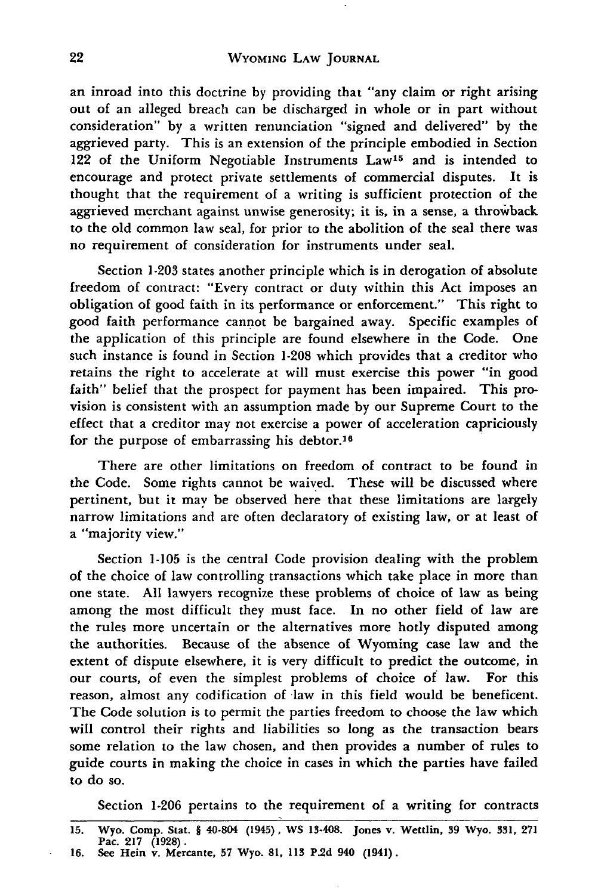an inroad into this doctrine by providing that "any claim or right arising out of an alleged breach can be discharged in whole or in part without consideration" by a written renunciation "signed and delivered" by the aggrieved party. This is an extension of the principle embodied in Section 122 of the Uniform Negotiable Instruments Law[15] and is intended to encourage and protect private settlements of commercial disputes. It is thought that the requirement of a writing is sufficient protection of the aggrieved merchant against unwise generosity; it is, in a sense, a throwback to the old common law seal, for prior to the abolition of the seal there was no requirement of consideration for instruments under seal.

Section 1-203 states another principle which is in derogation of absolute freedom of contract: "Every contract or duty within this Act imposes an obligation of good faith in its performance or enforcement." This right to good faith performance cannot be bargained away. Specific examples of the application of this principle are found elsewhere in the Code. One such instance is found in Section 1-208 which provides that a creditor who retains the right to accelerate at will must exercise this power "in good faith" belief that the prospect for payment has been impaired. This provision is consistent with an assumption made by our Supreme Court to the effect that a creditor may not exercise a power of acceleration capriciously for the purpose of embarrassing his debtor.[16]

There are other limitations on freedom of contract to be found in the Code. Some rights cannot be waived. These will be discussed where pertinent, but it may be observed here that these limitations are largely narrow limitations and are often declaratory of existing law, or at least of a "majority view."

Section 1-105 is the central Code provision dealing with the problem of the choice of law controlling transactions which take place in more than one state. All lawyers recognize these problems of choice of law as being among the most difficult they must face. In no other field of law are the rules more uncertain or the alternatives more hotly disputed among the authorities. Because of the absence of Wyoming case law and the extent of dispute elsewhere, it is very difficult to predict the outcome, in our courts, of even the simplest problems of choice of law. For this reason, almost any codification of law in this field would be beneficent. The Code solution is to permit the parties freedom to choose the law which will control their rights and liabilities so long as the transaction bears some relation to the law chosen, and then provides a number of rules to guide courts in making the choice in cases in which the parties have failed to do so.

Section 1-206 pertains to the requirement of a writing for contracts

---

15. Wyo. Comp. Stat. § 40-804 (1945), WS 13-408. Jones v. Wettlin, 39 Wyo. 331, 271 Pac. 217 (1928).
16. See Hein v. Mercante, 57 Wyo. 81, 113 P.2d 940 (1941).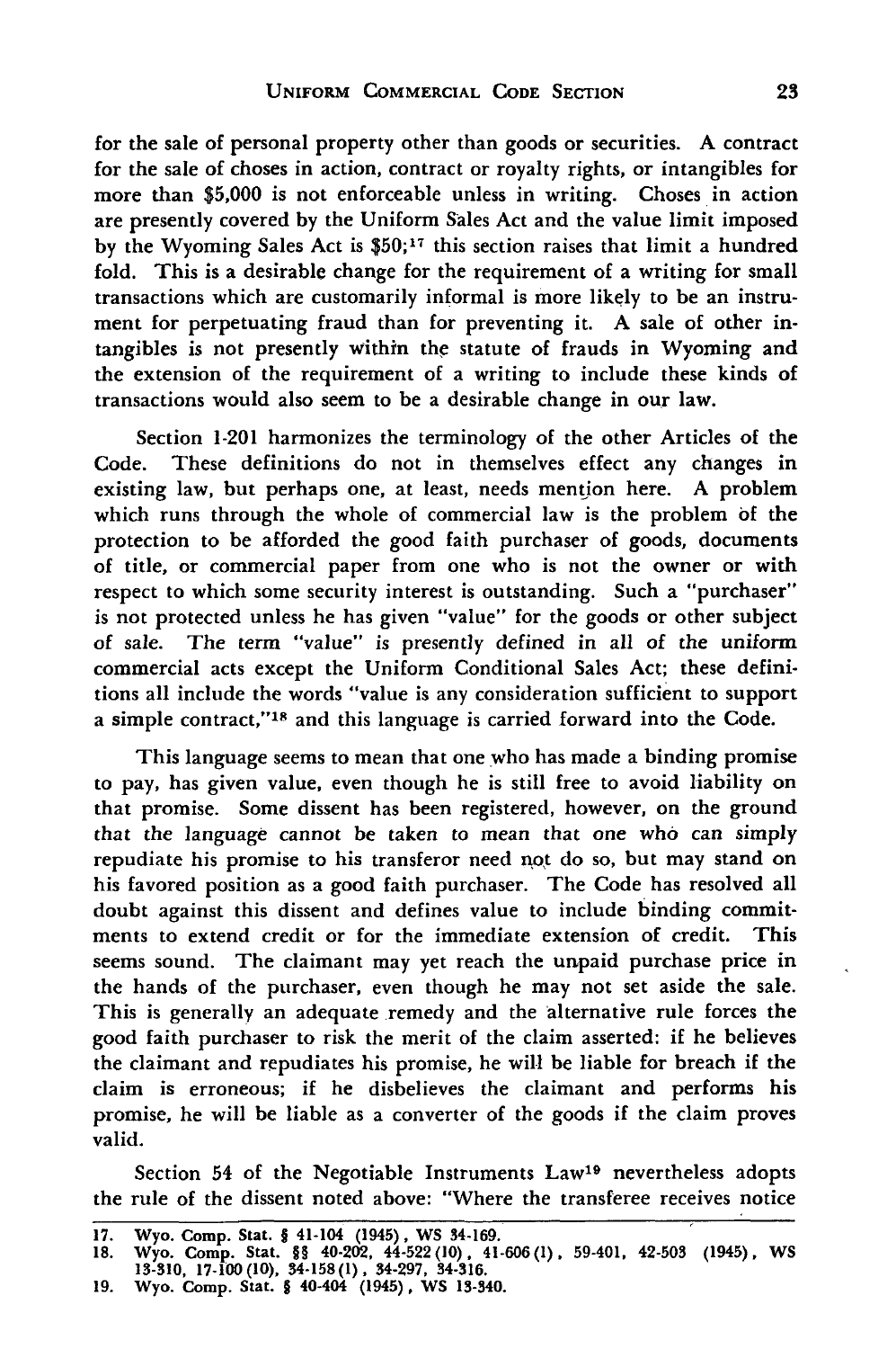for the sale of personal property other than goods or securities. A contract for the sale of choses in action, contract or royalty rights, or intangibles for more than $5,000 is not enforceable unless in writing. Choses in action are presently covered by the Uniform Sales Act and the value limit imposed by the Wyoming Sales Act is $50;[17] this section raises that limit a hundred fold. This is a desirable change for the requirement of a writing for small transactions which are customarily informal is more likely to be an instrument for perpetuating fraud than for preventing it. A sale of other intangibles is not presently within the statute of frauds in Wyoming and the extension of the requirement of a writing to include these kinds of transactions would also seem to be a desirable change in our law.

Section 1-201 harmonizes the terminology of the other Articles of the Code. These definitions do not in themselves effect any changes in existing law, but perhaps one, at least, needs mention here. A problem which runs through the whole of commercial law is the problem of the protection to be afforded the good faith purchaser of goods, documents of title, or commercial paper from one who is not the owner or with respect to which some security interest is outstanding. Such a "purchaser" is not protected unless he has given "value" for the goods or other subject of sale. The term "value" is presently defined in all of the uniform commercial acts except the Uniform Conditional Sales Act; these definitions all include the words "value is any consideration sufficient to support a simple contract,"[18] and this language is carried forward into the Code.

This language seems to mean that one who has made a binding promise to pay, has given value, even though he is still free to avoid liability on that promise. Some dissent has been registered, however, on the ground that the language cannot be taken to mean that one who can simply repudiate his promise to his transferor need not do so, but may stand on his favored position as a good faith purchaser. The Code has resolved all doubt against this dissent and defines value to include binding commitments to extend credit or for the immediate extension of credit. This seems sound. The claimant may yet reach the unpaid purchase price in the hands of the purchaser, even though he may not set aside the sale. This is generally an adequate remedy and the alternative rule forces the good faith purchaser to risk the merit of the claim asserted: if he believes the claimant and repudiates his promise, he will be liable for breach if the claim is erroneous; if he disbelieves the claimant and performs his promise, he will be liable as a converter of the goods if the claim proves valid.

Section 54 of the Negotiable Instruments Law[19] nevertheless adopts the rule of the dissent noted above: "Where the transferee receives notice

---

17. Wyo. Comp. Stat. § 41-104 (1945), WS 34-169.
18. Wyo. Comp. Stat. §§ 40-202, 44-522(10), 41-606(1), 59-401, 42-503 (1945), WS 13-310, 17-100(10), 34-158(1), 34-297, 34-316.
19. Wyo. Comp. Stat. § 40-404 (1945), WS 13-340.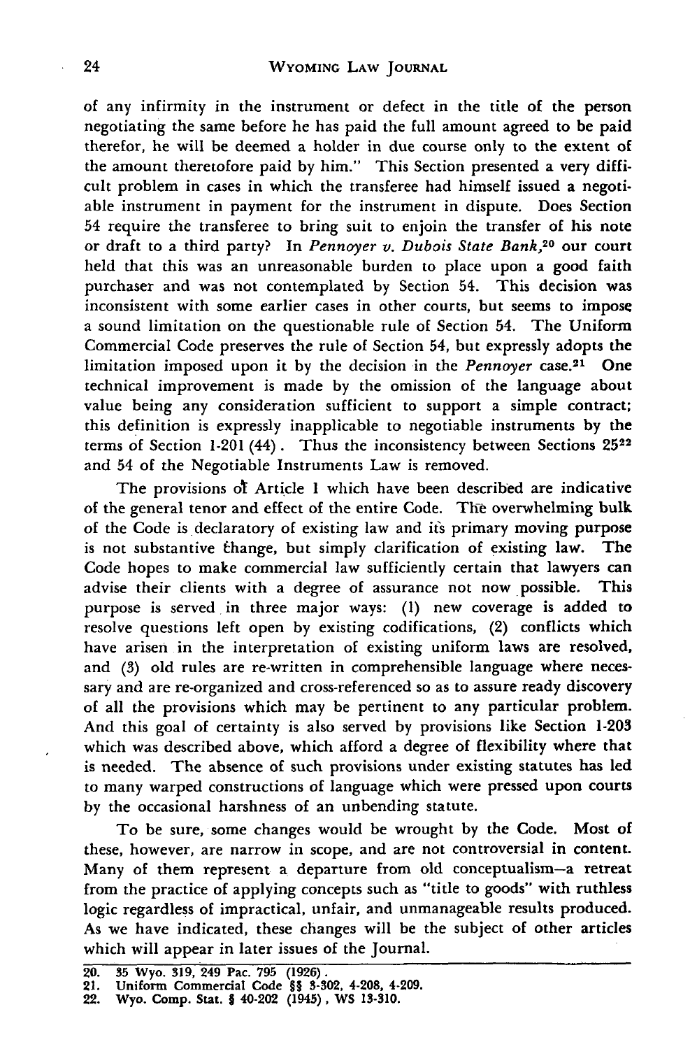of any infirmity in the instrument or defect in the title of the person negotiating the same before he has paid the full amount agreed to be paid therefor, he will be deemed a holder in due course only to the extent of the amount theretofore paid by him." This Section presented a very difficult problem in cases in which the transferee had himself issued a negotiable instrument in payment for the instrument in dispute. Does Section 54 require the transferee to bring suit to enjoin the transfer of his note or draft to a third party? In *Pennoyer v. Dubois State Bank*,[20] our court held that this was an unreasonable burden to place upon a good faith purchaser and was not contemplated by Section 54. This decision was inconsistent with some earlier cases in other courts, but seems to impose a sound limitation on the questionable rule of Section 54. The Uniform Commercial Code preserves the rule of Section 54, but expressly adopts the limitation imposed upon it by the decision in the *Pennoyer* case.[21] One technical improvement is made by the omission of the language about value being any consideration sufficient to support a simple contract; this definition is expressly inapplicable to negotiable instruments by the terms of Section 1-201 (44). Thus the inconsistency between Sections 25[22] and 54 of the Negotiable Instruments Law is removed.

The provisions of Article 1 which have been described are indicative of the general tenor and effect of the entire Code. The overwhelming bulk of the Code is declaratory of existing law and its primary moving purpose is not substantive change, but simply clarification of existing law. The Code hopes to make commercial law sufficiently certain that lawyers can advise their clients with a degree of assurance not now possible. This purpose is served in three major ways: (1) new coverage is added to resolve questions left open by existing codifications, (2) conflicts which have arisen in the interpretation of existing uniform laws are resolved, and (3) old rules are re-written in comprehensible language where necessary and are re-organized and cross-referenced so as to assure ready discovery of all the provisions which may be pertinent to any particular problem. And this goal of certainty is also served by provisions like Section 1-203 which was described above, which afford a degree of flexibility where that is needed. The absence of such provisions under existing statutes has led to many warped constructions of language which were pressed upon courts by the occasional harshness of an unbending statute.

To be sure, some changes would be wrought by the Code. Most of these, however, are narrow in scope, and are not controversial in content. Many of them represent a departure from old conceptualism—a retreat from the practice of applying concepts such as "title to goods" with ruthless logic regardless of impractical, unfair, and unmanageable results produced. As we have indicated, these changes will be the subject of other articles which will appear in later issues of the Journal.

---

20. 35 Wyo. 319, 249 Pac. 795 (1926).
21. Uniform Commercial Code §§ 3-302, 4-208, 4-209.
22. Wyo. Comp. Stat. § 40-202 (1945), WS 13-310.